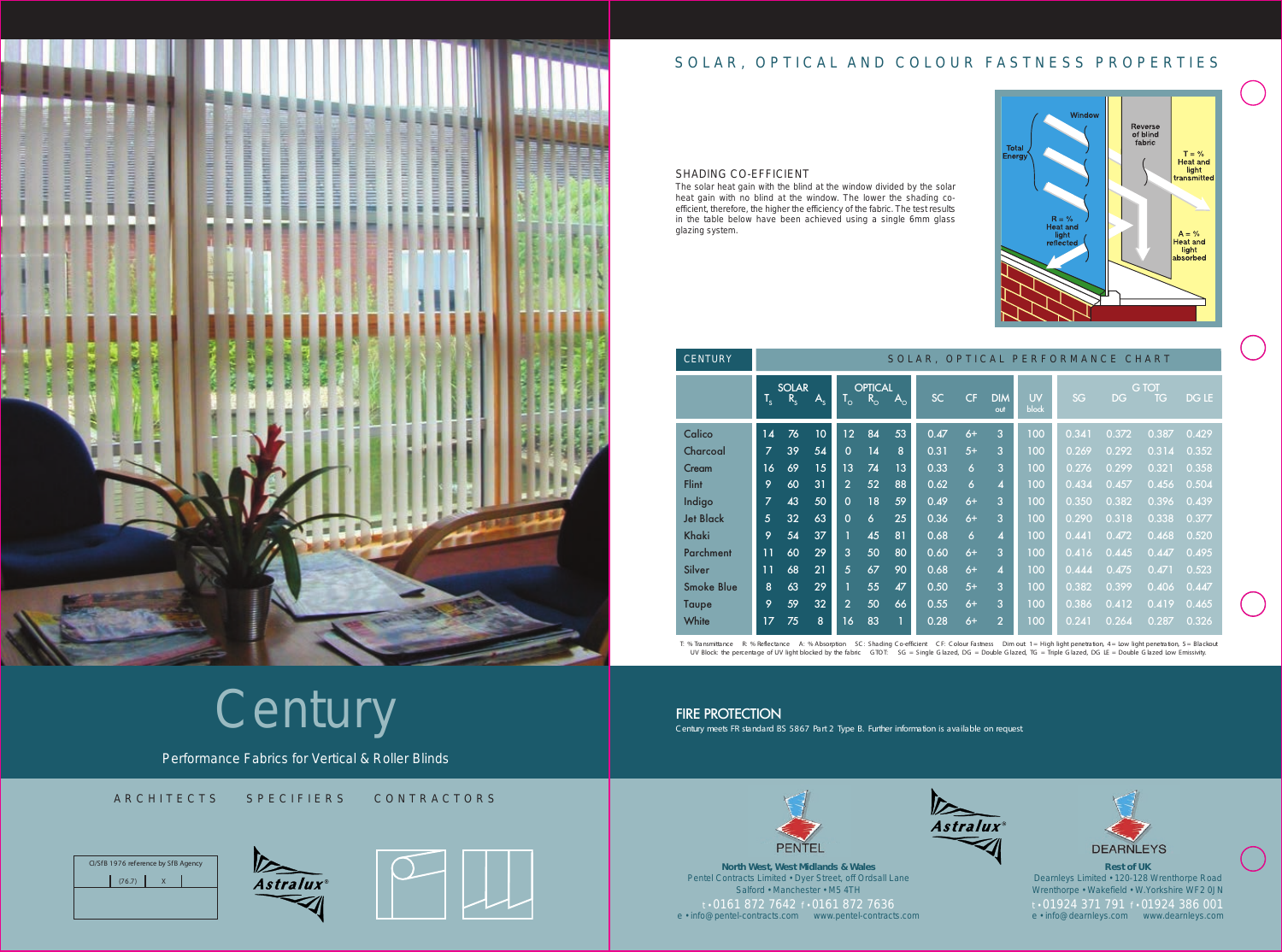# Century

Performance Fabrics for Vertical & Roller Blinds

ARCHITECTS SPECIFIERS CONTRACTORS

CI/SfB 1976 reference by SfB Agency

(76.7) X

Astralux®

## SOLAR, OPTICAL AND COLOUR FASTNESS PROPERTIES

### SHADING CO-EFFICIENT

The solar heat gain with the blind at the window divided by the solar heat gain with no blind at the window. The lower the shading co-efficient, therefore, the higher the efficiency of the fabric. The test results in the table below have been achieved using a single 6mm glass glazing system.

Window — Total Energy — Reverse of blind fabric — T = % Heat and light transmitted — R = % Heat and light reflected — A = % Heat and light absorbed

### CENTURY — SOLAR, OPTICAL PERFORMANCE CHART

| | SOLAR | | | OPTICAL | | | | | | | G TOT | | | |
|---|---|---|---|---|---|---|---|---|---|---|---|---|---|---|
| | $T_S$ | $R_S$ | $A_S$ | $T_O$ | $R_O$ | $A_O$ | SC | CF | DIM out | UV block | SG | DG | TG | DG LE |
| Calico | 14 | 76 | 10 | 12 | 84 | 53 | 0.47 | 6+ | 3 | 100 | 0.341 | 0.372 | 0.387 | 0.429 |
| Charcoal | 7 | 39 | 54 | 0 | 14 | 8 | 0.31 | 5+ | 3 | 100 | 0.269 | 0.292 | 0.314 | 0.352 |
| Cream | 16 | 69 | 15 | 13 | 74 | 13 | 0.33 | 6 | 3 | 100 | 0.276 | 0.299 | 0.321 | 0.358 |
| Flint | 9 | 60 | 31 | 2 | 52 | 88 | 0.62 | 6 | 4 | 100 | 0.434 | 0.457 | 0.456 | 0.504 |
| Indigo | 7 | 43 | 50 | 0 | 18 | 59 | 0.49 | 6+ | 3 | 100 | 0.350 | 0.382 | 0.396 | 0.439 |
| Jet Black | 5 | 32 | 63 | 0 | 6 | 25 | 0.36 | 6+ | 3 | 100 | 0.290 | 0.318 | 0.338 | 0.377 |
| Khaki | 9 | 54 | 37 | 1 | 45 | 81 | 0.68 | 6 | 4 | 100 | 0.441 | 0.472 | 0.468 | 0.520 |
| Parchment | 11 | 60 | 29 | 3 | 50 | 80 | 0.60 | 6+ | 3 | 100 | 0.416 | 0.445 | 0.447 | 0.495 |
| Silver | 11 | 68 | 21 | 5 | 67 | 90 | 0.68 | 6+ | 4 | 100 | 0.444 | 0.475 | 0.471 | 0.523 |
| Smoke Blue | 8 | 63 | 29 | 1 | 55 | 47 | 0.50 | 5+ | 3 | 100 | 0.382 | 0.399 | 0.406 | 0.447 |
| Taupe | 9 | 59 | 32 | 2 | 50 | 66 | 0.55 | 6+ | 3 | 100 | 0.386 | 0.412 | 0.419 | 0.465 |
| White | 17 | 75 | 8 | 16 | 83 | 1 | 0.28 | 6+ | 2 | 100 | 0.241 | 0.264 | 0.287 | 0.326 |

T: % Transmittance R: % Reflectance A: % Absorption SC: Shading Co-efficient CF: Colour Fastness Dim out 1 = High light penetration, 4 = Low light penetration, 5 = Blackout
UV Block: the percentage of UV light blocked by the fabric GTOT: SG = Single Glazed, DG = Double Glazed, TG = Triple Glazed, DG LE = Double Glazed Low Emissivity.

### FIRE PROTECTION

Century meets FR standard BS 5867 Part 2 Type B. Further information is available on request.

PENTEL

**North West, West Midlands & Wales**
Pentel Contracts Limited • Dyer Street, off Ordsall Lane
Salford • Manchester • M5 4TH
t • 0161 872 7642 f • 0161 872 7636
e • info@pentel-contracts.com www.pentel-contracts.com

Astralux®

DEARNLEYS

**Rest of UK**
Dearnleys Limited • 120-128 Wrenthorpe Road
Wrenthorpe • Wakefield • W.Yorkshire WF2 0JN
t • 01924 371 791 f • 01924 386 001
e • info@dearnleys.com www.dearnleys.com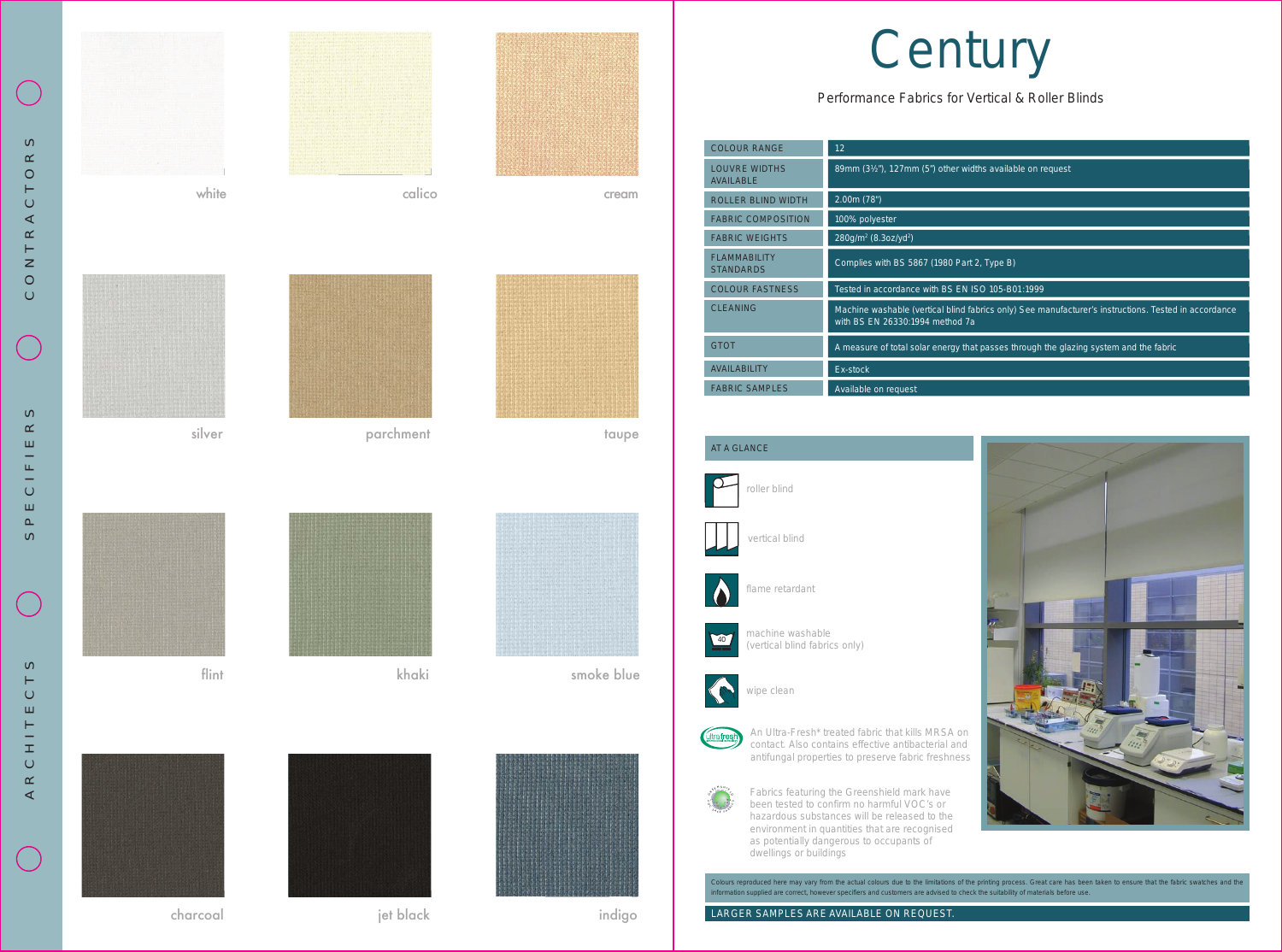ARCHITECTS SPECIFIERS CONTRACTORS

white

calico

cream

silver

parchment

taupe

flint

khaki

smoke blue

charcoal

jet black

indigo

# Century

Performance Fabrics for Vertical & Roller Blinds

| | |
|---|---|
| COLOUR RANGE | 12 |
| LOUVRE WIDTHS AVAILABLE | 89mm (3½"), 127mm (5") other widths available on request |
| ROLLER BLIND WIDTH | 2.00m (78") |
| FABRIC COMPOSITION | 100% polyester |
| FABRIC WEIGHTS | 280g/m² (8.3oz/yd²) |
| FLAMMABILITY STANDARDS | Complies with BS 5867 (1980 Part 2, Type B) |
| COLOUR FASTNESS | Tested in accordance with BS EN ISO 105-B01:1999 |
| CLEANING | Machine washable (vertical blind fabrics only) See manufacturer's instructions. Tested in accordance with BS EN 26330:1994 method 7a |
| GTOT | A measure of total solar energy that passes through the glazing system and the fabric |
| AVAILABILITY | Ex-stock |
| FABRIC SAMPLES | Available on request |

## AT A GLANCE

- roller blind
- vertical blind
- flame retardant
- machine washable (vertical blind fabrics only)
- wipe clean
- An Ultra-Fresh* treated fabric that kills MRSA on contact. Also contains effective antibacterial and antifungal properties to preserve fabric freshness
- Fabrics featuring the Greenshield mark have been tested to confirm no harmful VOC's or hazardous substances will be released to the environment in quantities that are recognised as potentially dangerous to occupants of dwellings or buildings

Colours reproduced here may vary from the actual colours due to the limitations of the printing process. Great care has been taken to ensure that the fabric swatches and the information supplied are correct, however specifiers and customers are advised to check the suitability of materials before use.

LARGER SAMPLES ARE AVAILABLE ON REQUEST.